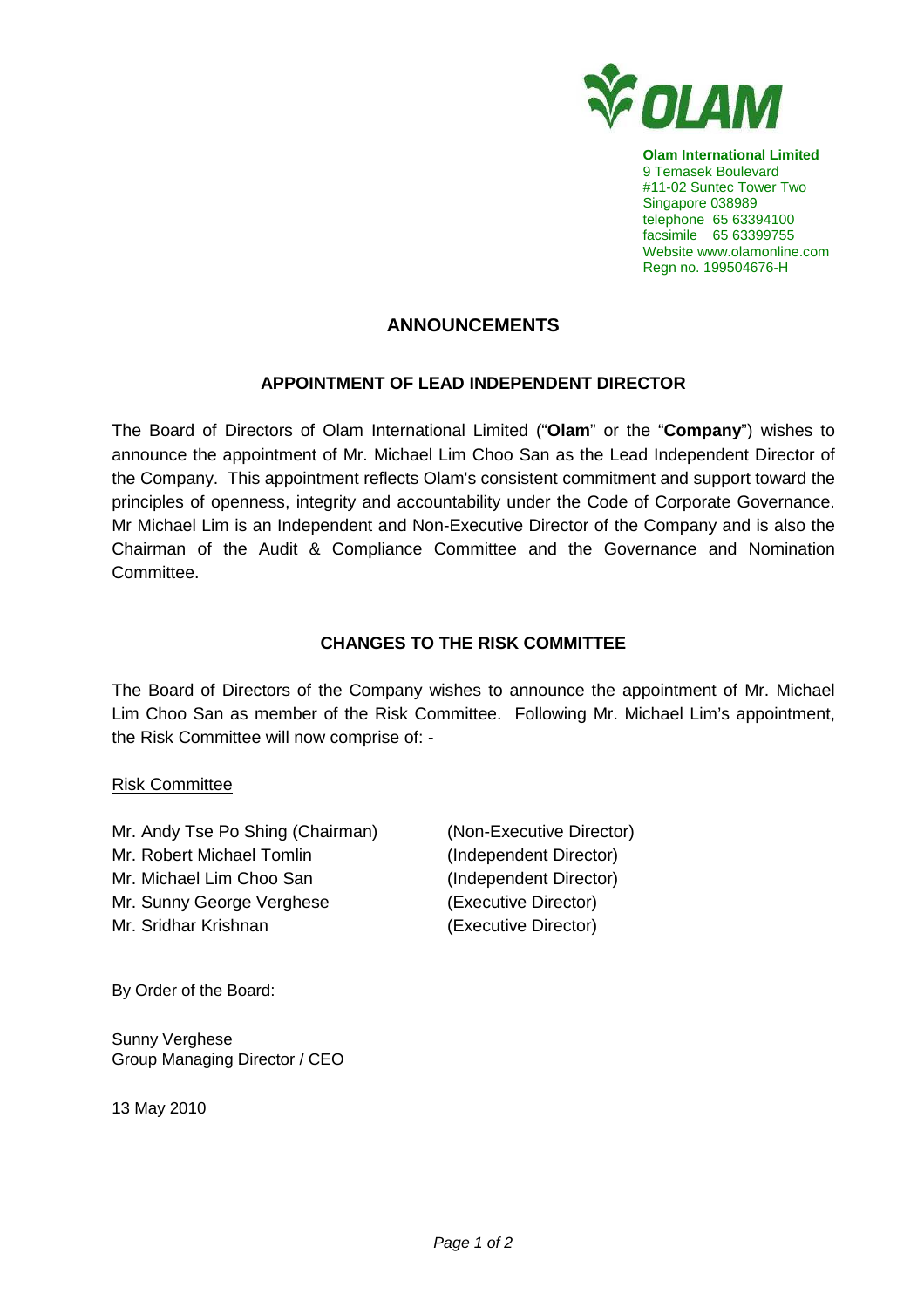**Olam International Limited**
9 Temasek Boulevard
#11-02 Suntec Tower Two
Singapore 038989
telephone 65 63394100
facsimile 65 63399755
Website www.olamonline.com
Regn no. 199504676-H

# ANNOUNCEMENTS

## APPOINTMENT OF LEAD INDEPENDENT DIRECTOR

The Board of Directors of Olam International Limited ("**Olam**" or the "**Company**") wishes to announce the appointment of Mr. Michael Lim Choo San as the Lead Independent Director of the Company. This appointment reflects Olam's consistent commitment and support toward the principles of openness, integrity and accountability under the Code of Corporate Governance. Mr Michael Lim is an Independent and Non-Executive Director of the Company and is also the Chairman of the Audit & Compliance Committee and the Governance and Nomination Committee.

## CHANGES TO THE RISK COMMITTEE

The Board of Directors of the Company wishes to announce the appointment of Mr. Michael Lim Choo San as member of the Risk Committee. Following Mr. Michael Lim's appointment, the Risk Committee will now comprise of: -

Risk Committee

| | |
|---|---|
| Mr. Andy Tse Po Shing (Chairman) | (Non-Executive Director) |
| Mr. Robert Michael Tomlin | (Independent Director) |
| Mr. Michael Lim Choo San | (Independent Director) |
| Mr. Sunny George Verghese | (Executive Director) |
| Mr. Sridhar Krishnan | (Executive Director) |

By Order of the Board:

Sunny Verghese
Group Managing Director / CEO

13 May 2010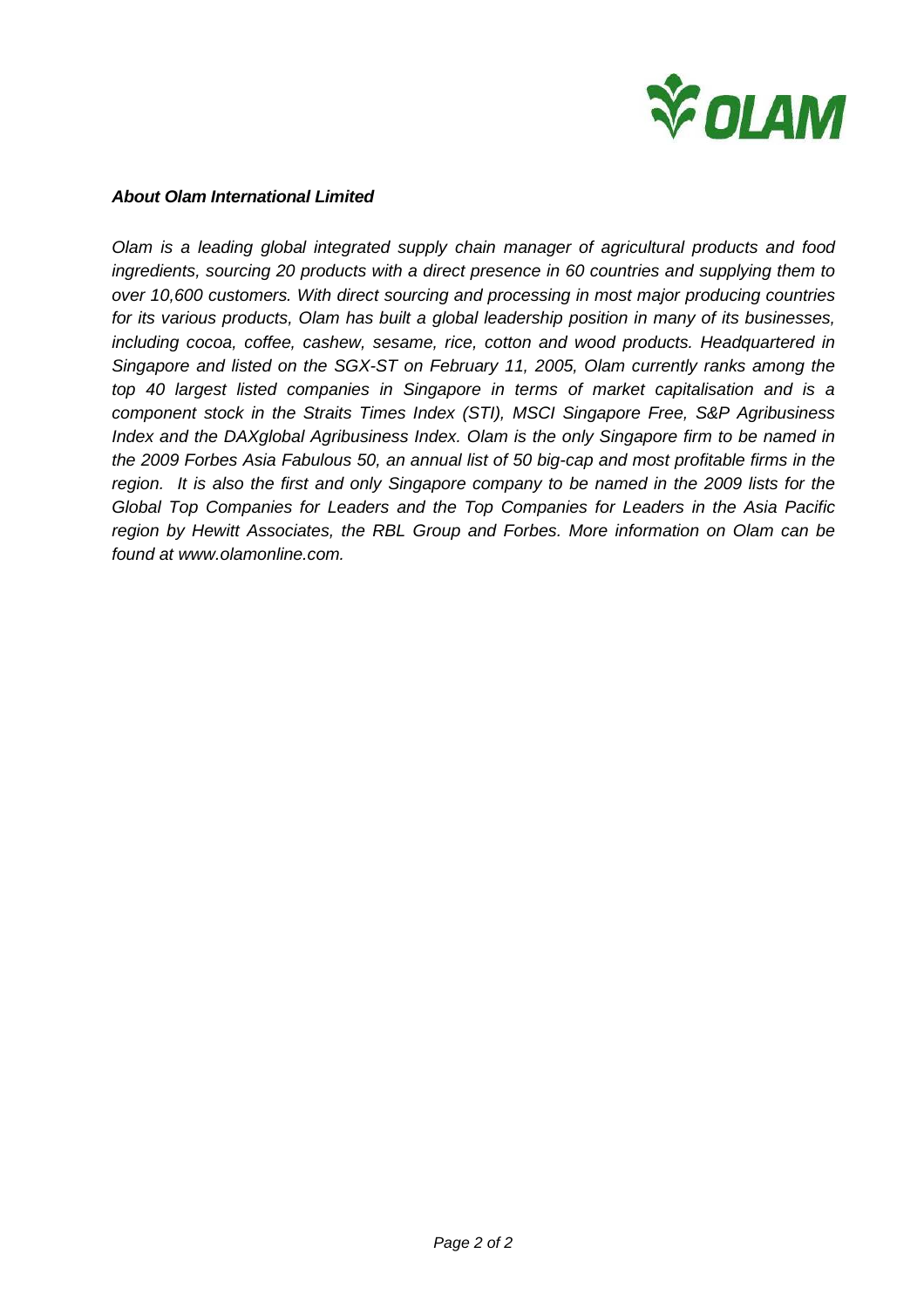***About Olam International Limited***

*Olam is a leading global integrated supply chain manager of agricultural products and food ingredients, sourcing 20 products with a direct presence in 60 countries and supplying them to over 10,600 customers. With direct sourcing and processing in most major producing countries for its various products, Olam has built a global leadership position in many of its businesses, including cocoa, coffee, cashew, sesame, rice, cotton and wood products. Headquartered in Singapore and listed on the SGX-ST on February 11, 2005, Olam currently ranks among the top 40 largest listed companies in Singapore in terms of market capitalisation and is a component stock in the Straits Times Index (STI), MSCI Singapore Free, S&P Agribusiness Index and the DAXglobal Agribusiness Index. Olam is the only Singapore firm to be named in the 2009 Forbes Asia Fabulous 50, an annual list of 50 big-cap and most profitable firms in the region. It is also the first and only Singapore company to be named in the 2009 lists for the Global Top Companies for Leaders and the Top Companies for Leaders in the Asia Pacific region by Hewitt Associates, the RBL Group and Forbes. More information on Olam can be found at www.olamonline.com.*